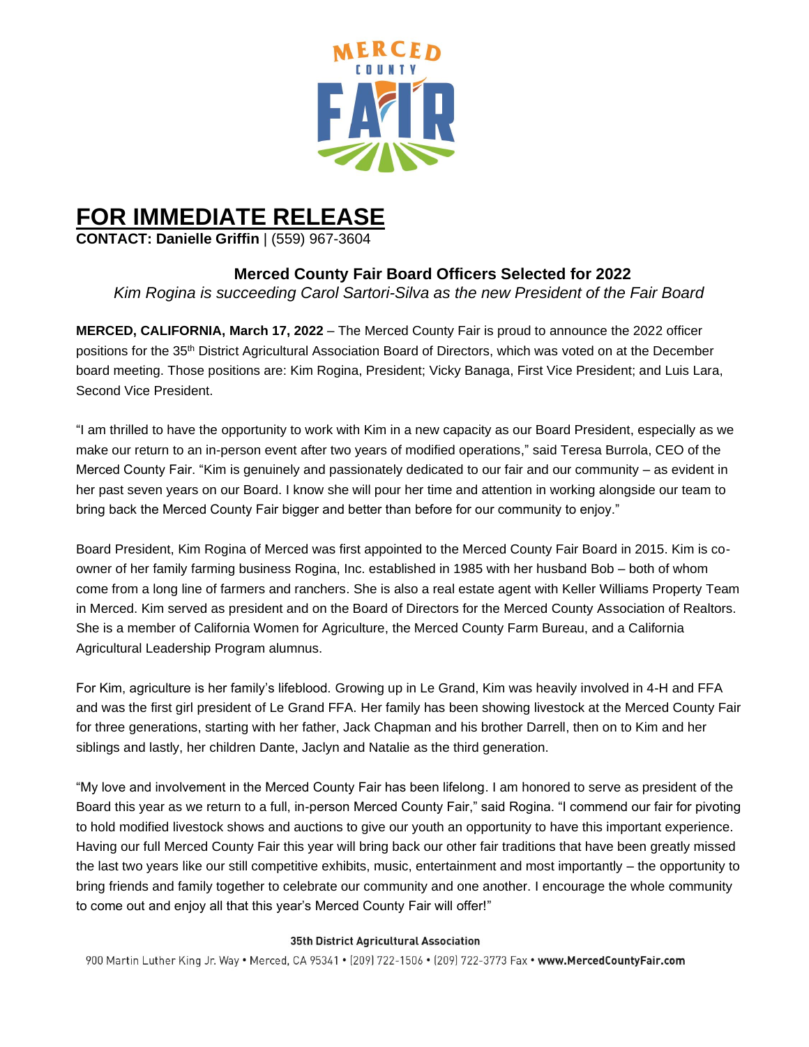# FOR IMMEDIATE RELEASE

**CONTACT: Danielle Griffin** | (559) 967-3604

## Merced County Fair Board Officers Selected for 2022

*Kim Rogina is succeeding Carol Sartori-Silva as the new President of the Fair Board*

**MERCED, CALIFORNIA, March 17, 2022** – The Merced County Fair is proud to announce the 2022 officer positions for the 35th District Agricultural Association Board of Directors, which was voted on at the December board meeting. Those positions are: Kim Rogina, President; Vicky Banaga, First Vice President; and Luis Lara, Second Vice President.

"I am thrilled to have the opportunity to work with Kim in a new capacity as our Board President, especially as we make our return to an in-person event after two years of modified operations," said Teresa Burrola, CEO of the Merced County Fair. "Kim is genuinely and passionately dedicated to our fair and our community – as evident in her past seven years on our Board. I know she will pour her time and attention in working alongside our team to bring back the Merced County Fair bigger and better than before for our community to enjoy."

Board President, Kim Rogina of Merced was first appointed to the Merced County Fair Board in 2015. Kim is co-owner of her family farming business Rogina, Inc. established in 1985 with her husband Bob – both of whom come from a long line of farmers and ranchers. She is also a real estate agent with Keller Williams Property Team in Merced. Kim served as president and on the Board of Directors for the Merced County Association of Realtors. She is a member of California Women for Agriculture, the Merced County Farm Bureau, and a California Agricultural Leadership Program alumnus.

For Kim, agriculture is her family's lifeblood. Growing up in Le Grand, Kim was heavily involved in 4-H and FFA and was the first girl president of Le Grand FFA. Her family has been showing livestock at the Merced County Fair for three generations, starting with her father, Jack Chapman and his brother Darrell, then on to Kim and her siblings and lastly, her children Dante, Jaclyn and Natalie as the third generation.

"My love and involvement in the Merced County Fair has been lifelong. I am honored to serve as president of the Board this year as we return to a full, in-person Merced County Fair," said Rogina. "I commend our fair for pivoting to hold modified livestock shows and auctions to give our youth an opportunity to have this important experience. Having our full Merced County Fair this year will bring back our other fair traditions that have been greatly missed the last two years like our still competitive exhibits, music, entertainment and most importantly – the opportunity to bring friends and family together to celebrate our community and one another. I encourage the whole community to come out and enjoy all that this year's Merced County Fair will offer!"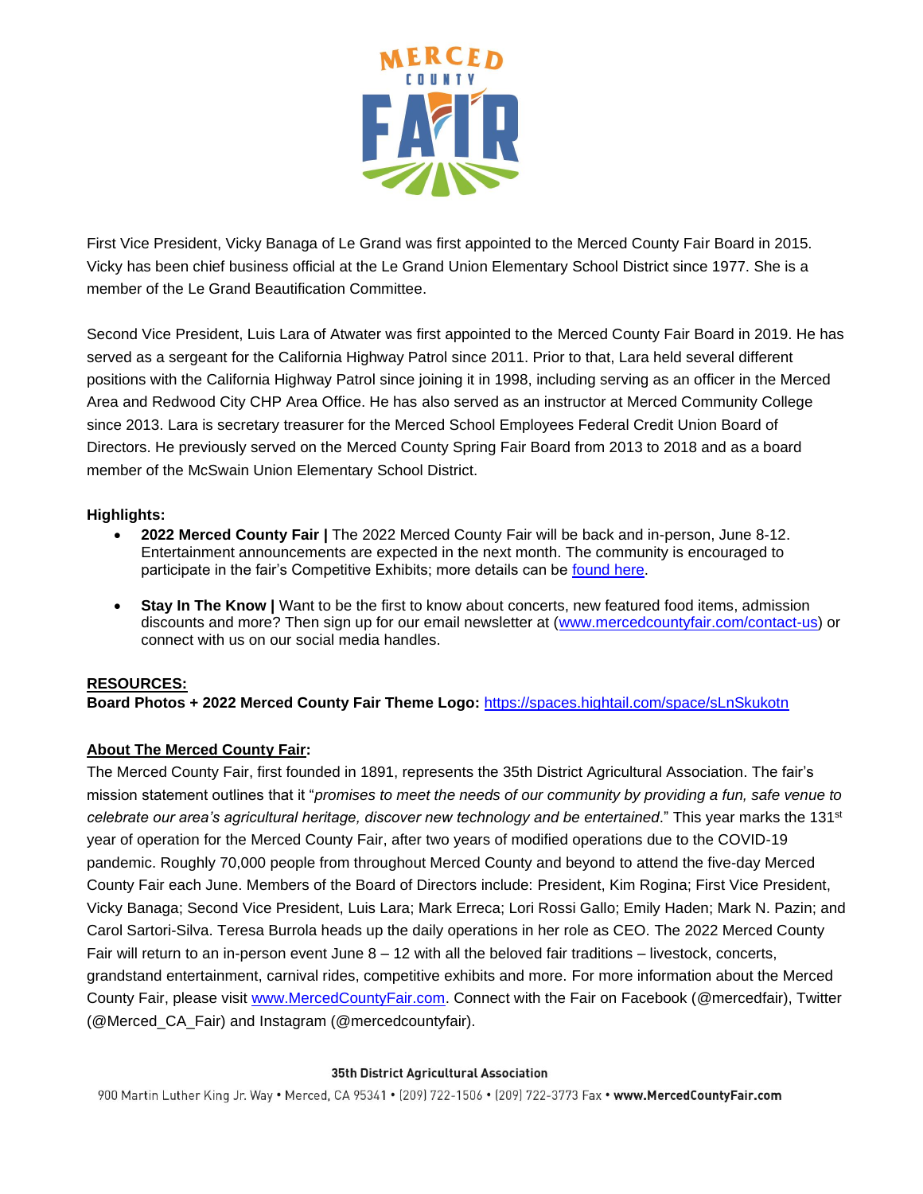First Vice President, Vicky Banaga of Le Grand was first appointed to the Merced County Fair Board in 2015. Vicky has been chief business official at the Le Grand Union Elementary School District since 1977. She is a member of the Le Grand Beautification Committee.

Second Vice President, Luis Lara of Atwater was first appointed to the Merced County Fair Board in 2019. He has served as a sergeant for the California Highway Patrol since 2011. Prior to that, Lara held several different positions with the California Highway Patrol since joining it in 1998, including serving as an officer in the Merced Area and Redwood City CHP Area Office. He has also served as an instructor at Merced Community College since 2013. Lara is secretary treasurer for the Merced School Employees Federal Credit Union Board of Directors. He previously served on the Merced County Spring Fair Board from 2013 to 2018 and as a board member of the McSwain Union Elementary School District.

**Highlights:**

- **2022 Merced County Fair |** The 2022 Merced County Fair will be back and in-person, June 8-12. Entertainment announcements are expected in the next month. The community is encouraged to participate in the fair's Competitive Exhibits; more details can be found here.
- **Stay In The Know |** Want to be the first to know about concerts, new featured food items, admission discounts and more? Then sign up for our email newsletter at (www.mercedcountyfair.com/contact-us) or connect with us on our social media handles.

**RESOURCES:**
**Board Photos + 2022 Merced County Fair Theme Logo:** https://spaces.hightail.com/space/sLnSkukotn

**About The Merced County Fair:**
The Merced County Fair, first founded in 1891, represents the 35th District Agricultural Association. The fair's mission statement outlines that it "*promises to meet the needs of our community by providing a fun, safe venue to celebrate our area's agricultural heritage, discover new technology and be entertained*." This year marks the 131st year of operation for the Merced County Fair, after two years of modified operations due to the COVID-19 pandemic. Roughly 70,000 people from throughout Merced County and beyond to attend the five-day Merced County Fair each June. Members of the Board of Directors include: President, Kim Rogina; First Vice President, Vicky Banaga; Second Vice President, Luis Lara; Mark Erreca; Lori Rossi Gallo; Emily Haden; Mark N. Pazin; and Carol Sartori-Silva. Teresa Burrola heads up the daily operations in her role as CEO. The 2022 Merced County Fair will return to an in-person event June 8 – 12 with all the beloved fair traditions – livestock, concerts, grandstand entertainment, carnival rides, competitive exhibits and more. For more information about the Merced County Fair, please visit www.MercedCountyFair.com. Connect with the Fair on Facebook (@mercedfair), Twitter (@Merced_CA_Fair) and Instagram (@mercedcountyfair).

**35th District Agricultural Association**
900 Martin Luther King Jr. Way • Merced, CA 95341 • (209) 722-1506 • (209) 722-3773 Fax • **www.MercedCountyFair.com**